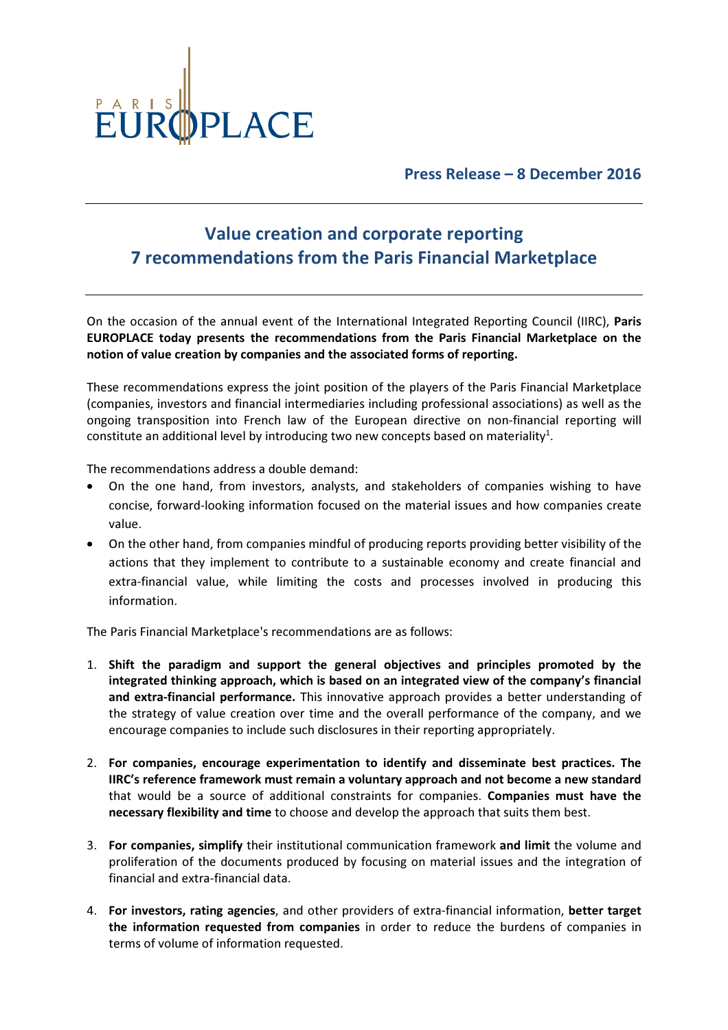PARIS EUROPLACE

**Press Release – 8 December 2016**

# Value creation and corporate reporting
# 7 recommendations from the Paris Financial Marketplace

On the occasion of the annual event of the International Integrated Reporting Council (IIRC), **Paris EUROPLACE today presents the recommendations from the Paris Financial Marketplace on the notion of value creation by companies and the associated forms of reporting.**

These recommendations express the joint position of the players of the Paris Financial Marketplace (companies, investors and financial intermediaries including professional associations) as well as the ongoing transposition into French law of the European directive on non-financial reporting will constitute an additional level by introducing two new concepts based on materiality[1].

The recommendations address a double demand:

- On the one hand, from investors, analysts, and stakeholders of companies wishing to have concise, forward-looking information focused on the material issues and how companies create value.
- On the other hand, from companies mindful of producing reports providing better visibility of the actions that they implement to contribute to a sustainable economy and create financial and extra-financial value, while limiting the costs and processes involved in producing this information.

The Paris Financial Marketplace's recommendations are as follows:

1. **Shift the paradigm and support the general objectives and principles promoted by the integrated thinking approach, which is based on an integrated view of the company's financial and extra-financial performance.** This innovative approach provides a better understanding of the strategy of value creation over time and the overall performance of the company, and we encourage companies to include such disclosures in their reporting appropriately.

2. **For companies, encourage experimentation to identify and disseminate best practices. The IIRC's reference framework must remain a voluntary approach and not become a new standard** that would be a source of additional constraints for companies. **Companies must have the necessary flexibility and time** to choose and develop the approach that suits them best.

3. **For companies, simplify** their institutional communication framework **and limit** the volume and proliferation of the documents produced by focusing on material issues and the integration of financial and extra-financial data.

4. **For investors, rating agencies**, and other providers of extra-financial information, **better target the information requested from companies** in order to reduce the burdens of companies in terms of volume of information requested.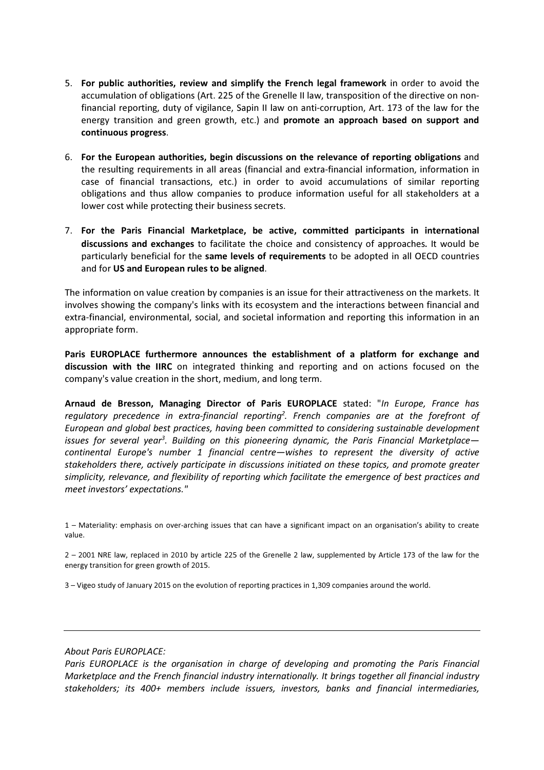5. **For public authorities, review and simplify the French legal framework** in order to avoid the accumulation of obligations (Art. 225 of the Grenelle II law, transposition of the directive on non-financial reporting, duty of vigilance, Sapin II law on anti-corruption, Art. 173 of the law for the energy transition and green growth, etc.) and **promote an approach based on support and continuous progress**.

6. **For the European authorities, begin discussions on the relevance of reporting obligations** and the resulting requirements in all areas (financial and extra-financial information, information in case of financial transactions, etc.) in order to avoid accumulations of similar reporting obligations and thus allow companies to produce information useful for all stakeholders at a lower cost while protecting their business secrets.

7. **For the Paris Financial Marketplace, be active, committed participants in international discussions and exchanges** to facilitate the choice and consistency of approaches. It would be particularly beneficial for the **same levels of requirements** to be adopted in all OECD countries and for **US and European rules to be aligned**.

The information on value creation by companies is an issue for their attractiveness on the markets. It involves showing the company's links with its ecosystem and the interactions between financial and extra-financial, environmental, social, and societal information and reporting this information in an appropriate form.

**Paris EUROPLACE furthermore announces the establishment of a platform for exchange and discussion with the IIRC** on integrated thinking and reporting and on actions focused on the company's value creation in the short, medium, and long term.

**Arnaud de Bresson, Managing Director of Paris EUROPLACE** stated: "*In Europe, France has regulatory precedence in extra-financial reporting*[2]*. French companies are at the forefront of European and global best practices, having been committed to considering sustainable development issues for several year*[3]*. Building on this pioneering dynamic, the Paris Financial Marketplace—continental Europe's number 1 financial centre—wishes to represent the diversity of active stakeholders there, actively participate in discussions initiated on these topics, and promote greater simplicity, relevance, and flexibility of reporting which facilitate the emergence of best practices and meet investors' expectations.*"

1 – Materiality: emphasis on over-arching issues that can have a significant impact on an organisation's ability to create value.

2 – 2001 NRE law, replaced in 2010 by article 225 of the Grenelle 2 law, supplemented by Article 173 of the law for the energy transition for green growth of 2015.

3 – Vigeo study of January 2015 on the evolution of reporting practices in 1,309 companies around the world.

---

*About Paris EUROPLACE:*

*Paris EUROPLACE is the organisation in charge of developing and promoting the Paris Financial Marketplace and the French financial industry internationally. It brings together all financial industry stakeholders; its 400+ members include issuers, investors, banks and financial intermediaries,*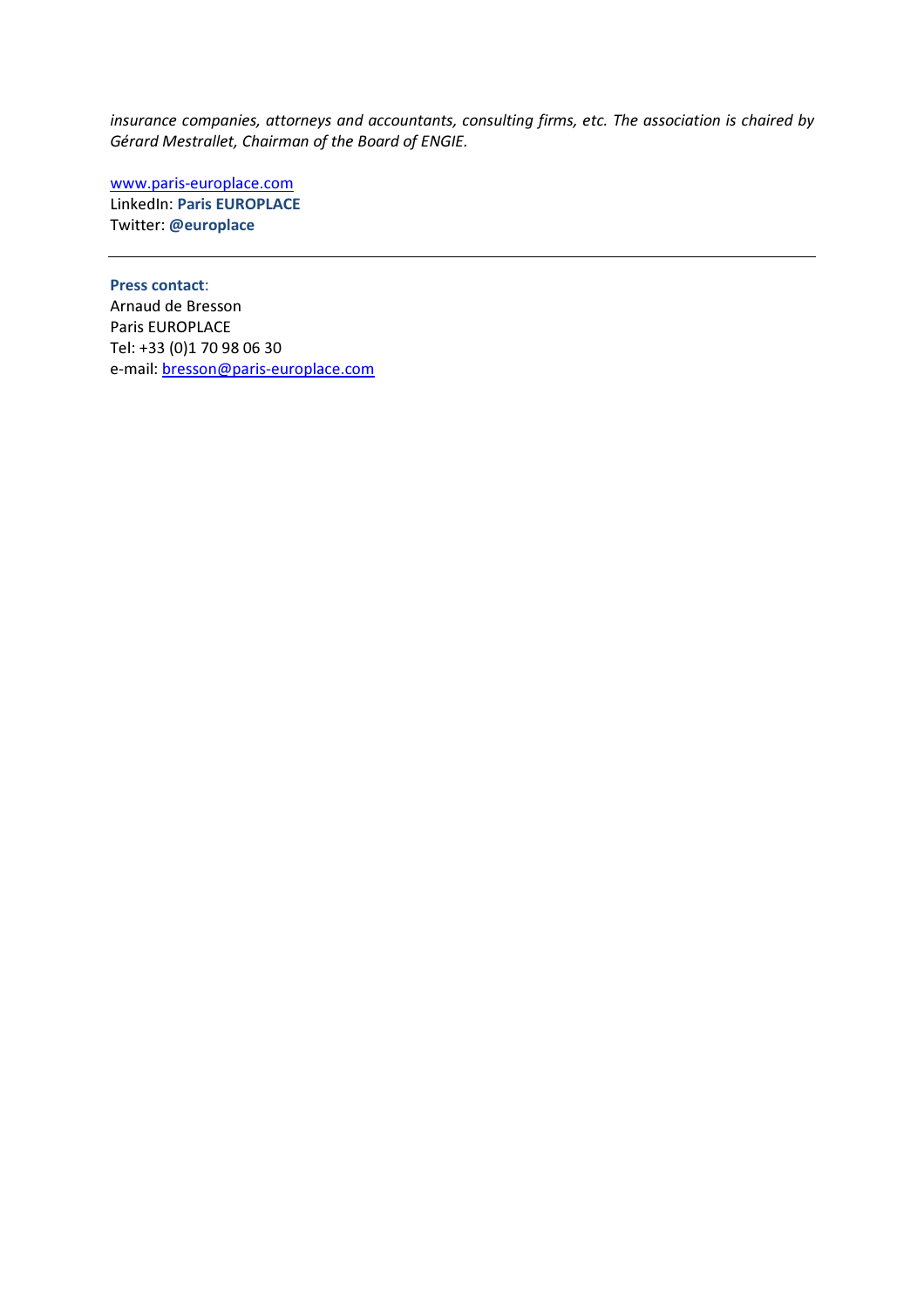*insurance companies, attorneys and accountants, consulting firms, etc. The association is chaired by Gérard Mestrallet, Chairman of the Board of ENGIE.*

[www.paris-europlace.com](http://www.paris-europlace.com)
LinkedIn: **Paris EUROPLACE**
Twitter: **@europlace**

---

**Press contact**:
Arnaud de Bresson
Paris EUROPLACE
Tel: +33 (0)1 70 98 06 30
e-mail: [bresson@paris-europlace.com](mailto:bresson@paris-europlace.com)